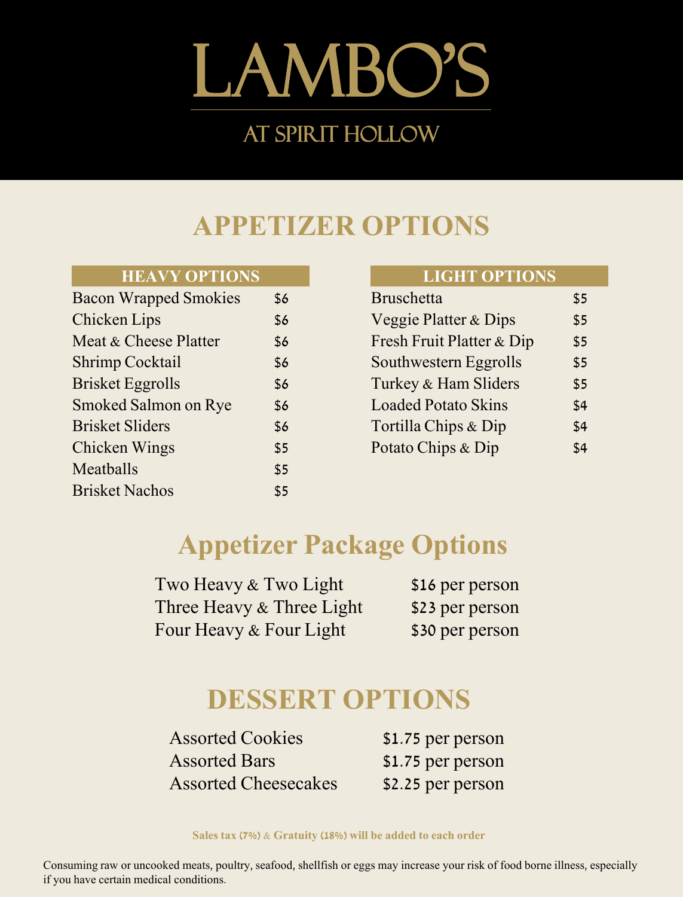# LAMBO'S

## AT SPIRIT HOLLOW

## APPETIZER OPTIONS

| HEAVY OPTIONS | |
|---|---|
| Bacon Wrapped Smokies | $6 |
| Chicken Lips | $6 |
| Meat & Cheese Platter | $6 |
| Shrimp Cocktail | $6 |
| Brisket Eggrolls | $6 |
| Smoked Salmon on Rye | $6 |
| Brisket Sliders | $6 |
| Chicken Wings | $5 |
| Meatballs | $5 |
| Brisket Nachos | $5 |

| LIGHT OPTIONS | |
|---|---|
| Bruschetta | $5 |
| Veggie Platter & Dips | $5 |
| Fresh Fruit Platter & Dip | $5 |
| Southwestern Eggrolls | $5 |
| Turkey & Ham Sliders | $5 |
| Loaded Potato Skins | $4 |
| Tortilla Chips & Dip | $4 |
| Potato Chips & Dip | $4 |

## Appetizer Package Options

| Package | Price |
|---|---|
| Two Heavy & Two Light | $16 per person |
| Three Heavy & Three Light | $23 per person |
| Four Heavy & Four Light | $30 per person |

## DESSERT OPTIONS

| Dessert | Price |
|---|---|
| Assorted Cookies | $1.75 per person |
| Assorted Bars | $1.75 per person |
| Assorted Cheesecakes | $2.25 per person |

**Sales tax (7%) & Gratuity (18%) will be added to each order**

Consuming raw or uncooked meats, poultry, seafood, shellfish or eggs may increase your risk of food borne illness, especially if you have certain medical conditions.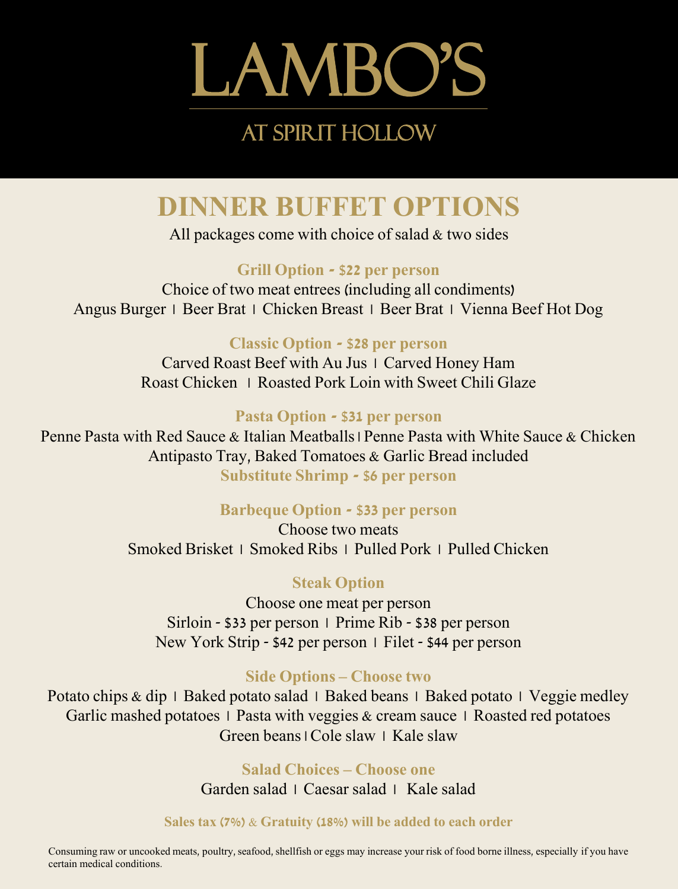# LAMBO'S

AT SPIRIT HOLLOW

## DINNER BUFFET OPTIONS

All packages come with choice of salad & two sides

### Grill Option - $22 per person

Choice of two meat entrees (including all condiments)

Angus Burger | Beer Brat | Chicken Breast | Beer Brat | Vienna Beef Hot Dog

### Classic Option - $28 per person

Carved Roast Beef with Au Jus | Carved Honey Ham

Roast Chicken | Roasted Pork Loin with Sweet Chili Glaze

### Pasta Option - $31 per person

Penne Pasta with Red Sauce & Italian Meatballs | Penne Pasta with White Sauce & Chicken

Antipasto Tray, Baked Tomatoes & Garlic Bread included

**Substitute Shrimp - $6 per person**

### Barbeque Option - $33 per person

Choose two meats

Smoked Brisket | Smoked Ribs | Pulled Pork | Pulled Chicken

### Steak Option

Choose one meat per person

Sirloin - $33 per person | Prime Rib - $38 per person

New York Strip - $42 per person | Filet - $44 per person

### Side Options – Choose two

Potato chips & dip | Baked potato salad | Baked beans | Baked potato | Veggie medley

Garlic mashed potatoes | Pasta with veggies & cream sauce | Roasted red potatoes

Green beans | Cole slaw | Kale slaw

### Salad Choices – Choose one

Garden salad | Caesar salad | Kale salad

**Sales tax (7%) & Gratuity (18%) will be added to each order**

Consuming raw or uncooked meats, poultry, seafood, shellfish or eggs may increase your risk of food borne illness, especially if you have certain medical conditions.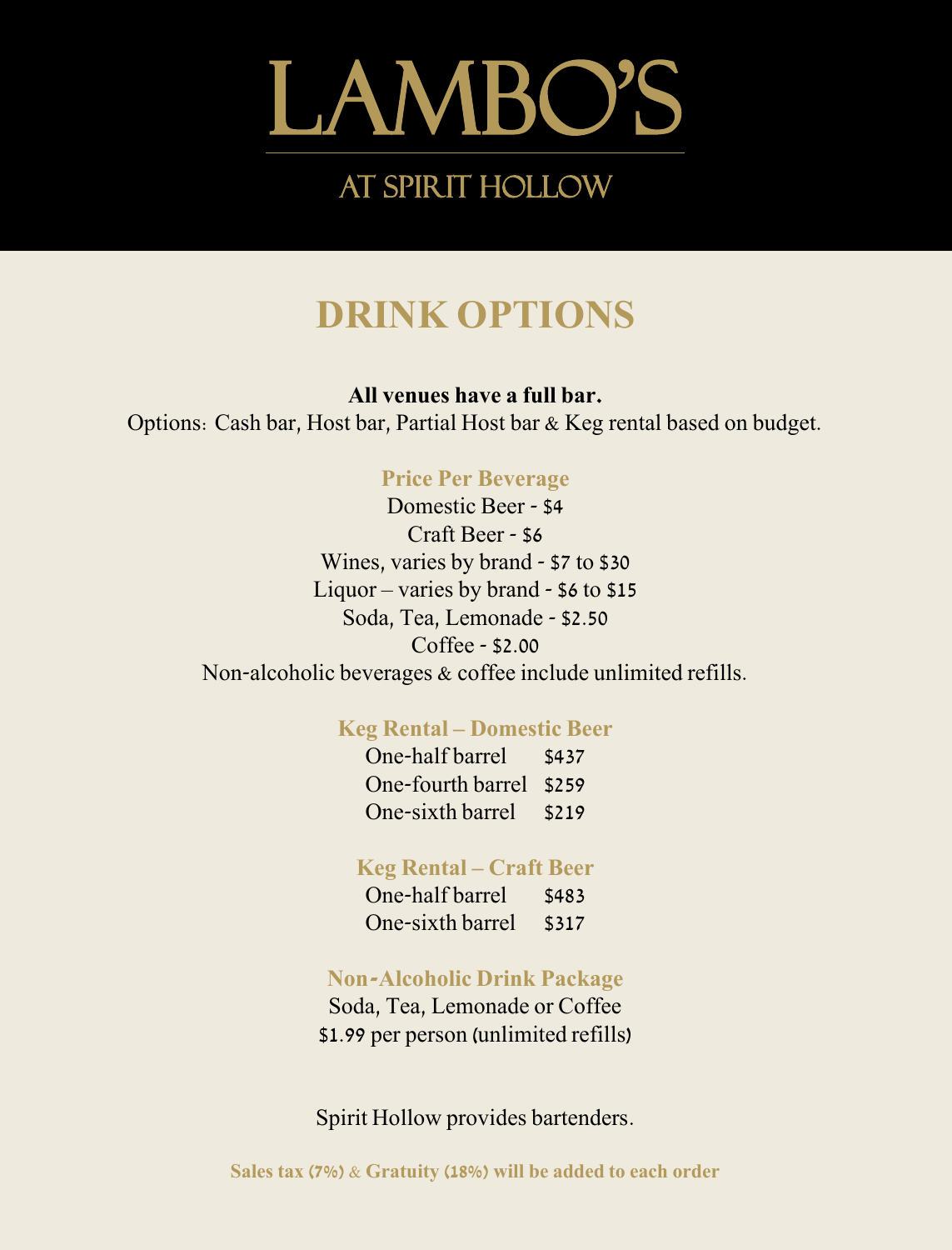# LAMBO'S

AT SPIRIT HOLLOW

## DRINK OPTIONS

**All venues have a full bar.**

Options: Cash bar, Host bar, Partial Host bar & Keg rental based on budget.

### Price Per Beverage

Domestic Beer - $4

Craft Beer - $6

Wines, varies by brand - $7 to $30

Liquor – varies by brand - $6 to $15

Soda, Tea, Lemonade - $2.50

Coffee - $2.00

Non-alcoholic beverages & coffee include unlimited refills.

### Keg Rental – Domestic Beer

| | |
|---|---|
| One-half barrel | $437 |
| One-fourth barrel | $259 |
| One-sixth barrel | $219 |

### Keg Rental – Craft Beer

| | |
|---|---|
| One-half barrel | $483 |
| One-sixth barrel | $317 |

### Non-Alcoholic Drink Package

Soda, Tea, Lemonade or Coffee

$1.99 per person (unlimited refills)

Spirit Hollow provides bartenders.

**Sales tax (7%) & Gratuity (18%) will be added to each order**